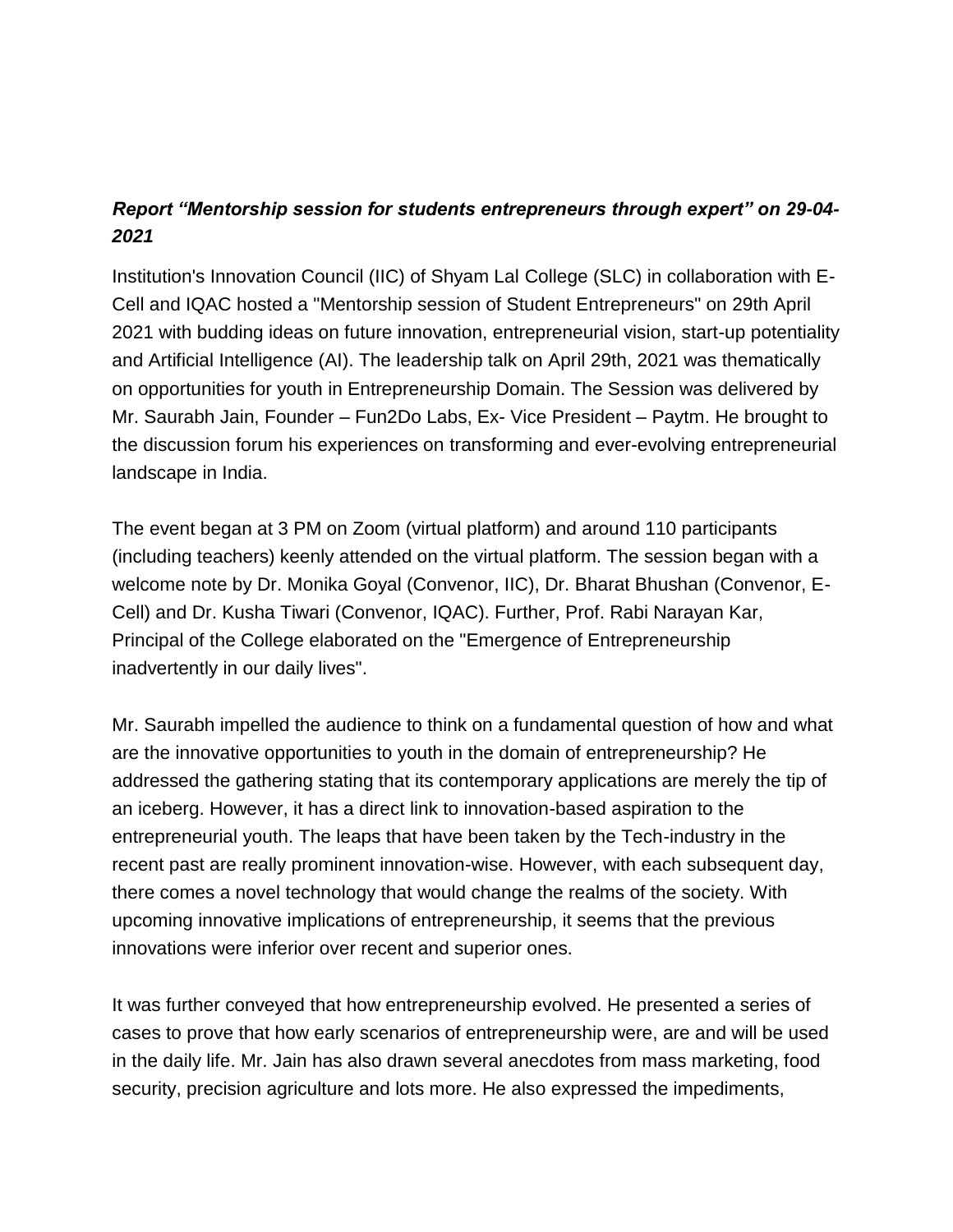***Report "Mentorship session for students entrepreneurs through expert" on 29-04-2021***

Institution's Innovation Council (IIC) of Shyam Lal College (SLC) in collaboration with E-Cell and IQAC hosted a "Mentorship session of Student Entrepreneurs" on 29th April 2021 with budding ideas on future innovation, entrepreneurial vision, start-up potentiality and Artificial Intelligence (AI). The leadership talk on April 29th, 2021 was thematically on opportunities for youth in Entrepreneurship Domain. The Session was delivered by Mr. Saurabh Jain, Founder – Fun2Do Labs, Ex- Vice President – Paytm. He brought to the discussion forum his experiences on transforming and ever-evolving entrepreneurial landscape in India.

The event began at 3 PM on Zoom (virtual platform) and around 110 participants (including teachers) keenly attended on the virtual platform. The session began with a welcome note by Dr. Monika Goyal (Convenor, IIC), Dr. Bharat Bhushan (Convenor, E-Cell) and Dr. Kusha Tiwari (Convenor, IQAC). Further, Prof. Rabi Narayan Kar, Principal of the College elaborated on the "Emergence of Entrepreneurship inadvertently in our daily lives".

Mr. Saurabh impelled the audience to think on a fundamental question of how and what are the innovative opportunities to youth in the domain of entrepreneurship? He addressed the gathering stating that its contemporary applications are merely the tip of an iceberg. However, it has a direct link to innovation-based aspiration to the entrepreneurial youth. The leaps that have been taken by the Tech-industry in the recent past are really prominent innovation-wise. However, with each subsequent day, there comes a novel technology that would change the realms of the society. With upcoming innovative implications of entrepreneurship, it seems that the previous innovations were inferior over recent and superior ones.

It was further conveyed that how entrepreneurship evolved. He presented a series of cases to prove that how early scenarios of entrepreneurship were, are and will be used in the daily life. Mr. Jain has also drawn several anecdotes from mass marketing, food security, precision agriculture and lots more. He also expressed the impediments,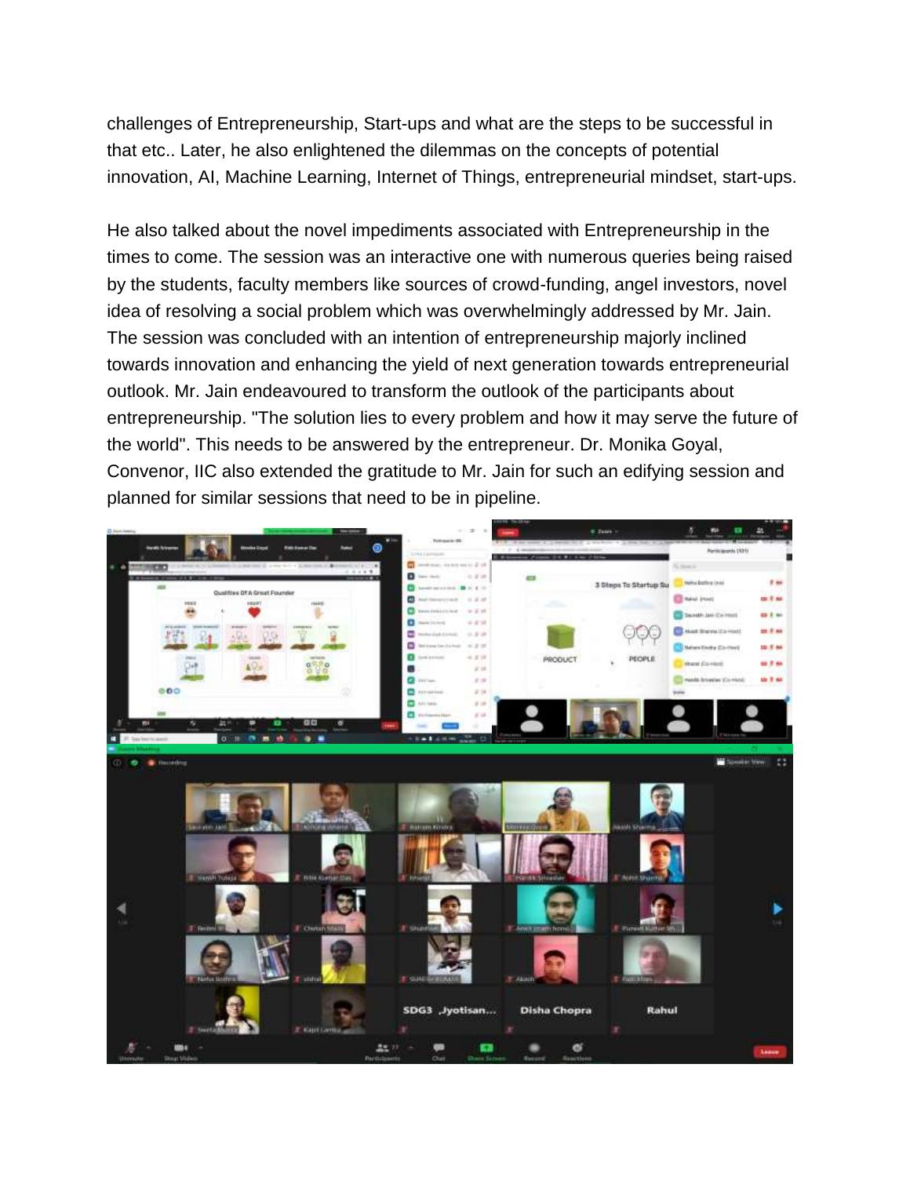challenges of Entrepreneurship, Start-ups and what are the steps to be successful in that etc.. Later, he also enlightened the dilemmas on the concepts of potential innovation, AI, Machine Learning, Internet of Things, entrepreneurial mindset, start-ups.

He also talked about the novel impediments associated with Entrepreneurship in the times to come. The session was an interactive one with numerous queries being raised by the students, faculty members like sources of crowd-funding, angel investors, novel idea of resolving a social problem which was overwhelmingly addressed by Mr. Jain. The session was concluded with an intention of entrepreneurship majorly inclined towards innovation and enhancing the yield of next generation towards entrepreneurial outlook. Mr. Jain endeavoured to transform the outlook of the participants about entrepreneurship. "The solution lies to every problem and how it may serve the future of the world". This needs to be answered by the entrepreneur. Dr. Monika Goyal, Convenor, IIC also extended the gratitude to Mr. Jain for such an edifying session and planned for similar sessions that need to be in pipeline.